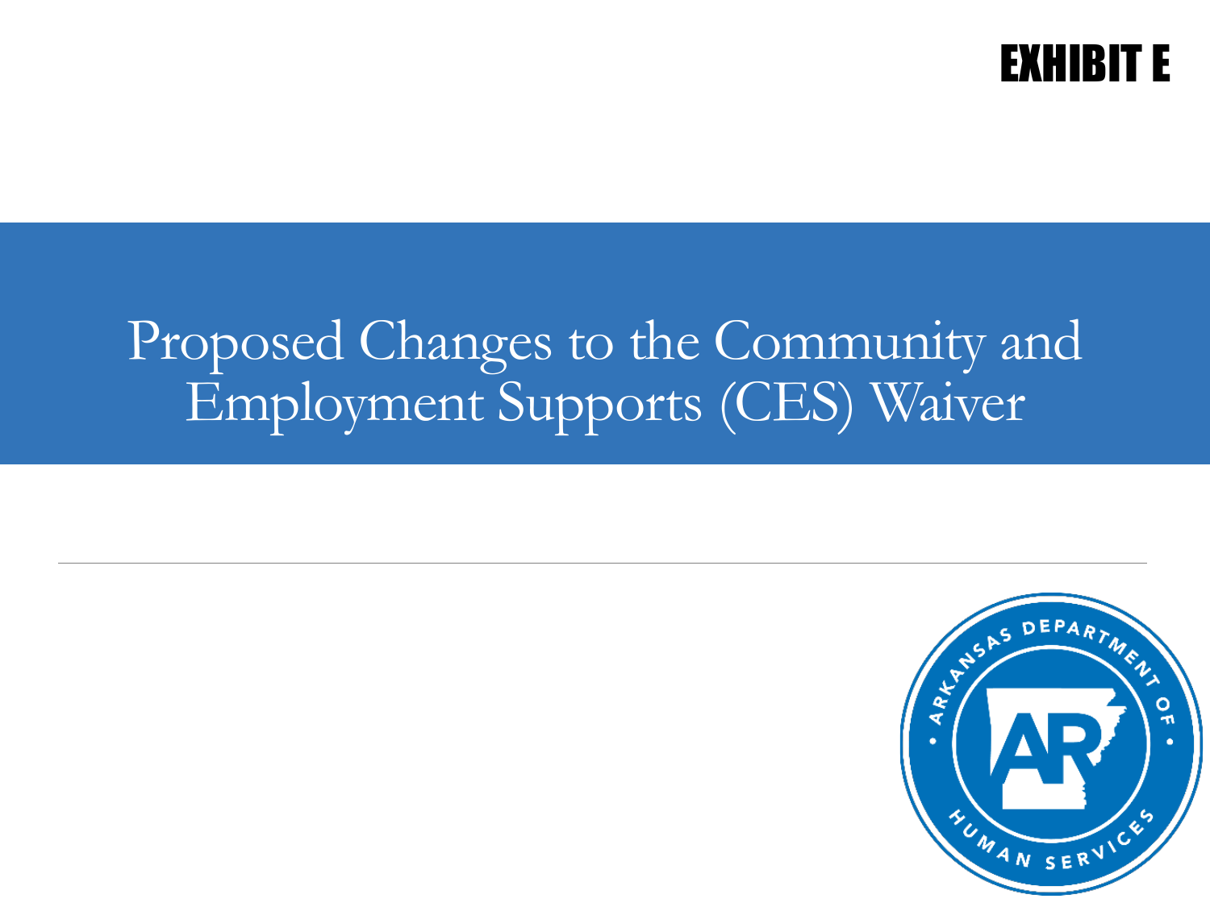EXHIBIT E

# Proposed Changes to the Community and Employment Supports (CES) Waiver

ARKANSAS DEPARTMENT OF HUMAN SERVICES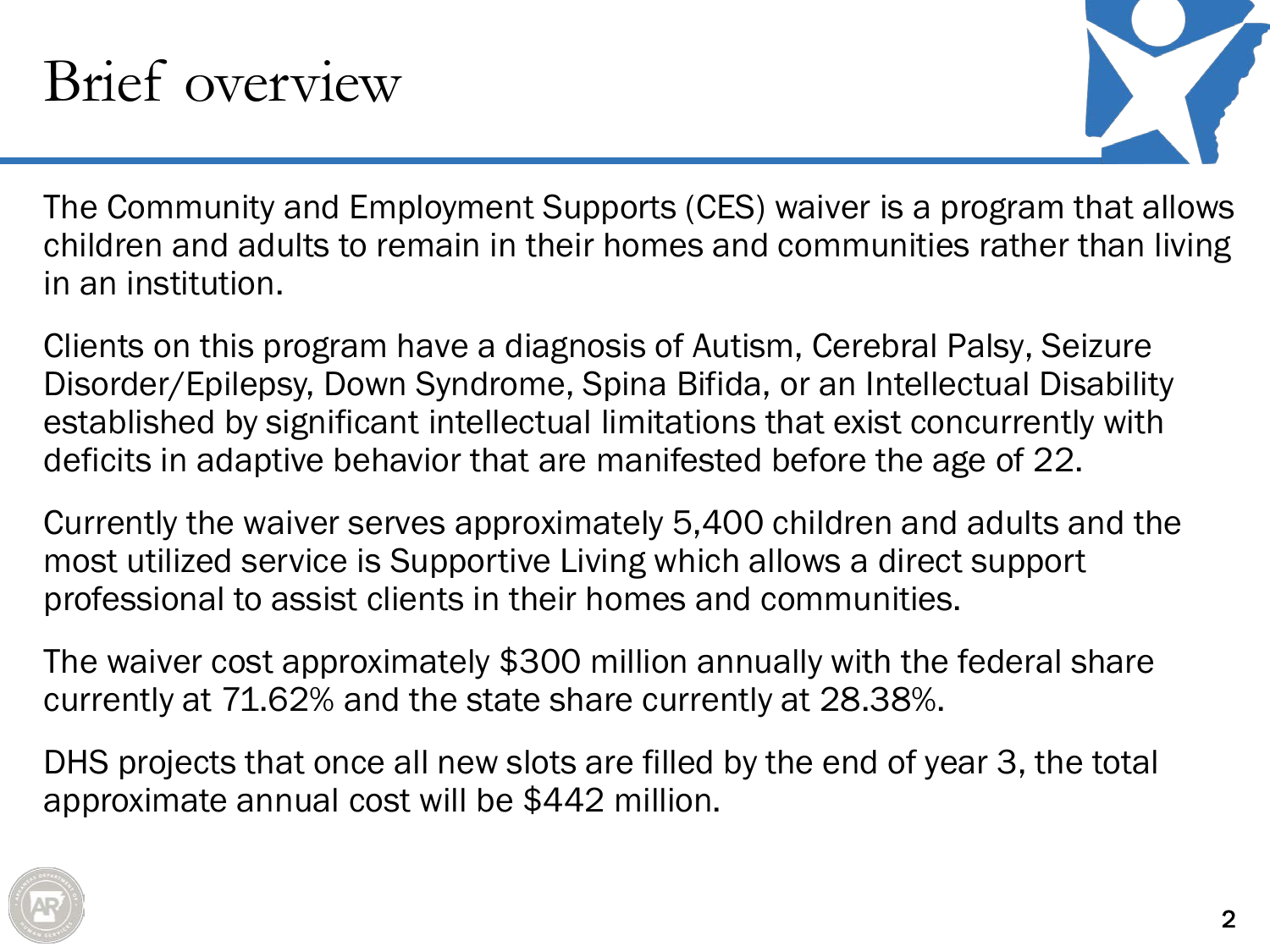# Brief overview

The Community and Employment Supports (CES) waiver is a program that allows children and adults to remain in their homes and communities rather than living in an institution.

Clients on this program have a diagnosis of Autism, Cerebral Palsy, Seizure Disorder/Epilepsy, Down Syndrome, Spina Bifida, or an Intellectual Disability established by significant intellectual limitations that exist concurrently with deficits in adaptive behavior that are manifested before the age of 22.

Currently the waiver serves approximately 5,400 children and adults and the most utilized service is Supportive Living which allows a direct support professional to assist clients in their homes and communities.

The waiver cost approximately $300 million annually with the federal share currently at 71.62% and the state share currently at 28.38%.

DHS projects that once all new slots are filled by the end of year 3, the total approximate annual cost will be $442 million.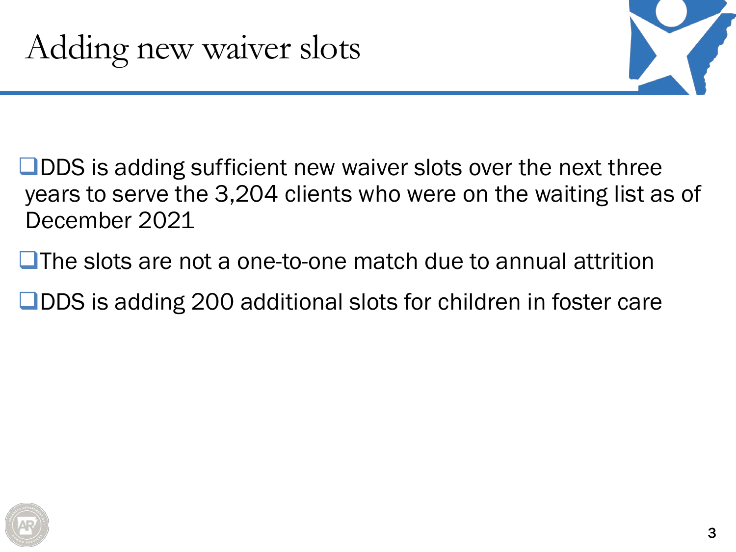# Adding new waiver slots

- DDS is adding sufficient new waiver slots over the next three years to serve the 3,204 clients who were on the waiting list as of December 2021
- The slots are not a one-to-one match due to annual attrition
- DDS is adding 200 additional slots for children in foster care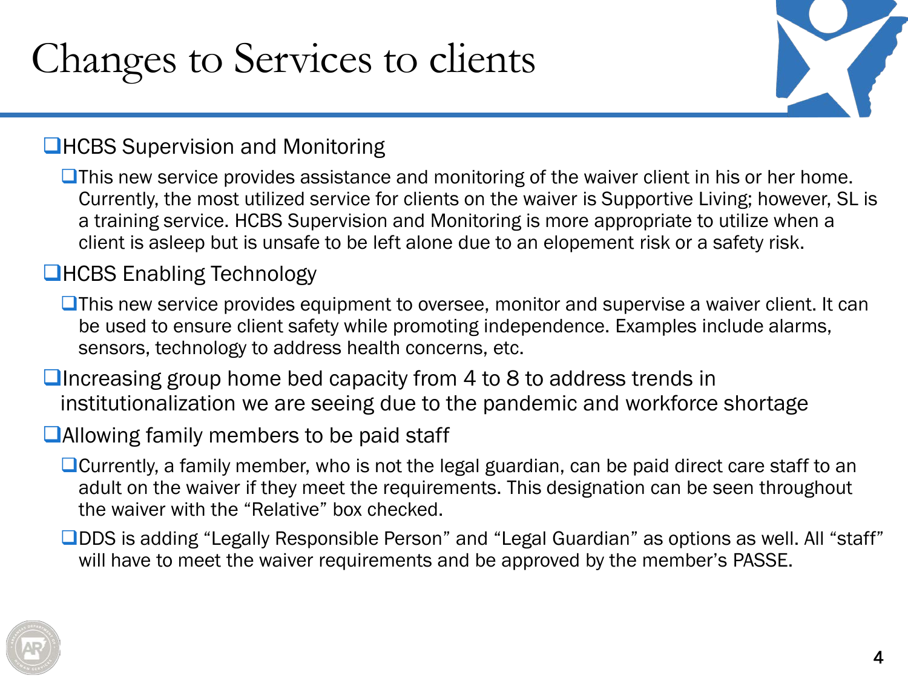# Changes to Services to clients

- HCBS Supervision and Monitoring
  - This new service provides assistance and monitoring of the waiver client in his or her home. Currently, the most utilized service for clients on the waiver is Supportive Living; however, SL is a training service. HCBS Supervision and Monitoring is more appropriate to utilize when a client is asleep but is unsafe to be left alone due to an elopement risk or a safety risk.
- HCBS Enabling Technology
  - This new service provides equipment to oversee, monitor and supervise a waiver client. It can be used to ensure client safety while promoting independence. Examples include alarms, sensors, technology to address health concerns, etc.
- Increasing group home bed capacity from 4 to 8 to address trends in institutionalization we are seeing due to the pandemic and workforce shortage
- Allowing family members to be paid staff
  - Currently, a family member, who is not the legal guardian, can be paid direct care staff to an adult on the waiver if they meet the requirements. This designation can be seen throughout the waiver with the "Relative" box checked.
  - DDS is adding "Legally Responsible Person" and "Legal Guardian" as options as well. All "staff" will have to meet the waiver requirements and be approved by the member's PASSE.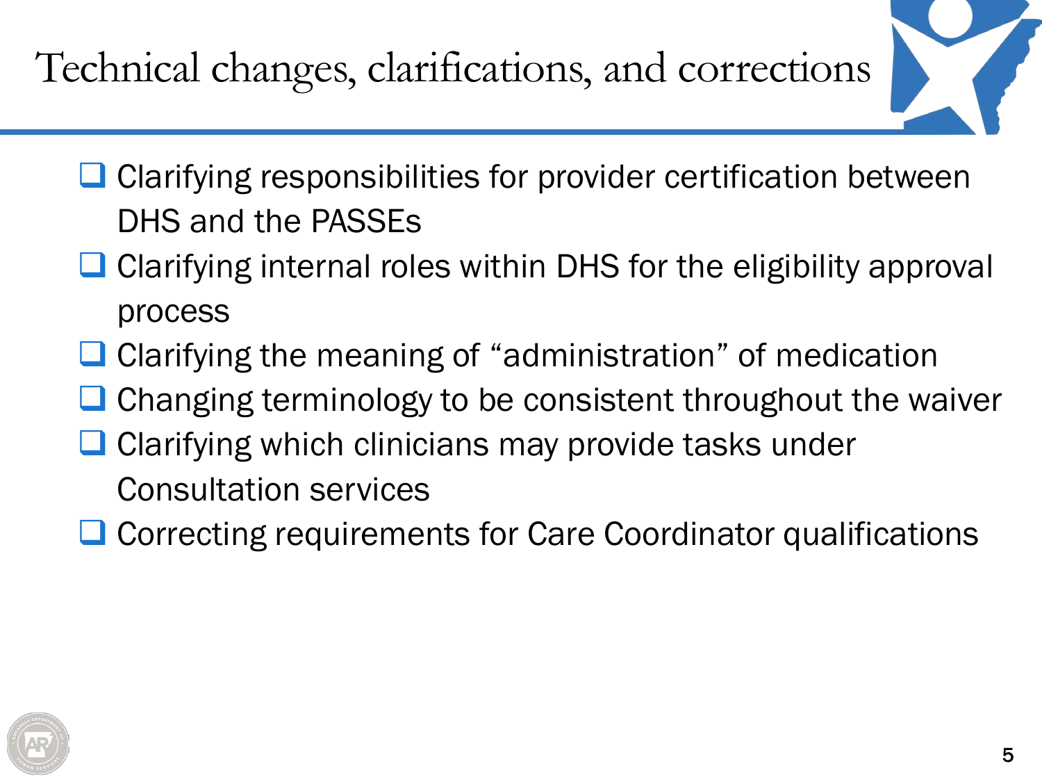# Technical changes, clarifications, and corrections

- Clarifying responsibilities for provider certification between DHS and the PASSEs
- Clarifying internal roles within DHS for the eligibility approval process
- Clarifying the meaning of “administration” of medication
- Changing terminology to be consistent throughout the waiver
- Clarifying which clinicians may provide tasks under Consultation services
- Correcting requirements for Care Coordinator qualifications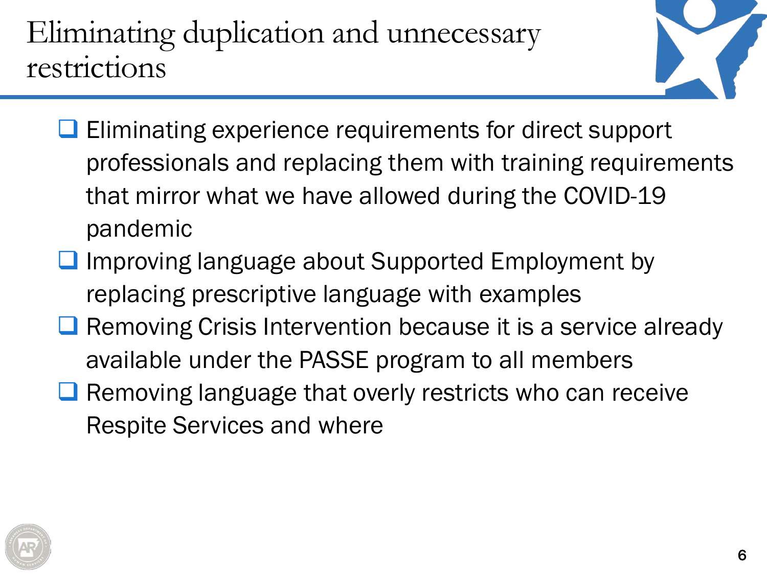# Eliminating duplication and unnecessary restrictions

- Eliminating experience requirements for direct support professionals and replacing them with training requirements that mirror what we have allowed during the COVID-19 pandemic
- Improving language about Supported Employment by replacing prescriptive language with examples
- Removing Crisis Intervention because it is a service already available under the PASSE program to all members
- Removing language that overly restricts who can receive Respite Services and where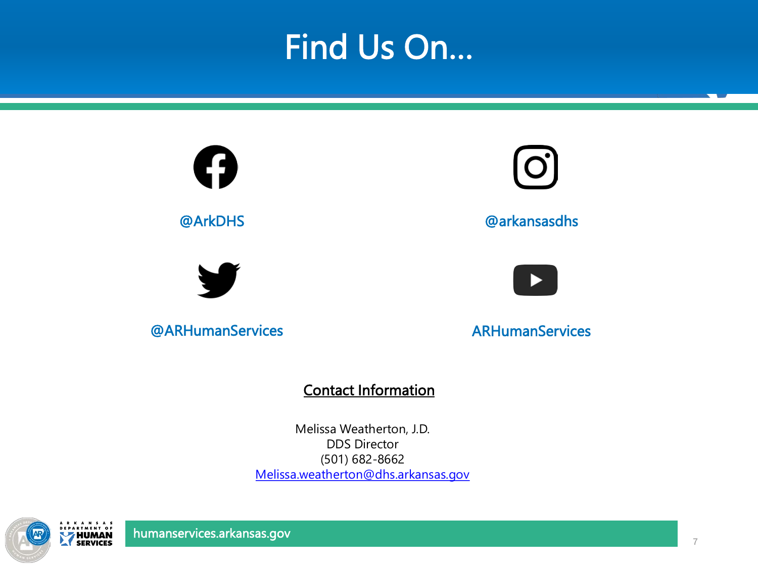# Find Us On...

@ArkDHS

@arkansasdhs

@ARHumanServices

ARHumanServices

**Contact Information**

Melissa Weatherton, J.D.
DDS Director
(501) 682-8662
Melissa.weatherton@dhs.arkansas.gov

humanservices.arkansas.gov